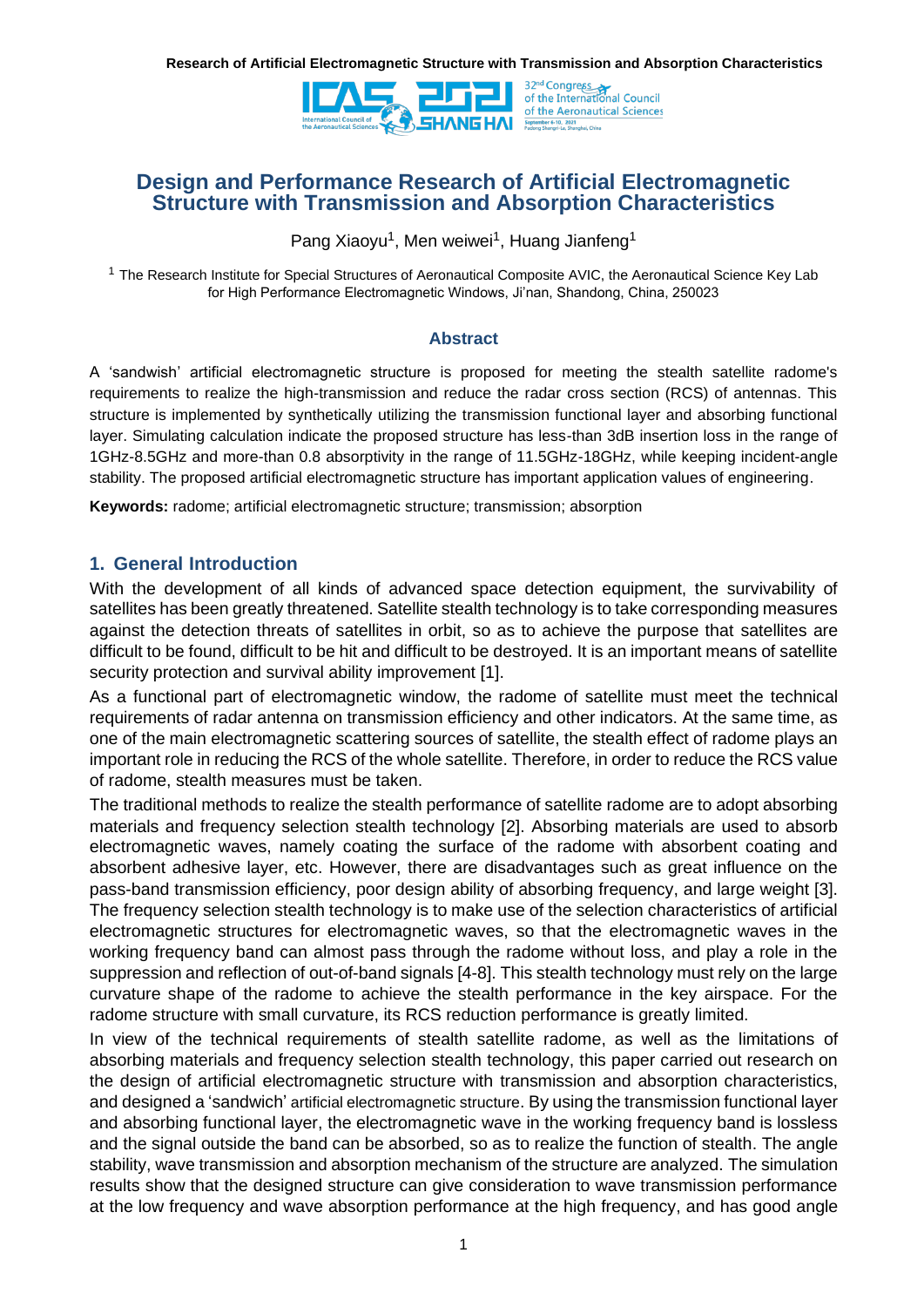# Design and Performance Research of Artificial Electromagnetic Structure with Transmission and Absorption Characteristics

Pang Xiaoyu[1], Men weiwei[1], Huang Jianfeng[1]

[1] The Research Institute for Special Structures of Aeronautical Composite AVIC, the Aeronautical Science Key Lab for High Performance Electromagnetic Windows, Ji'nan, Shandong, China, 250023

## Abstract

A 'sandwish' artificial electromagnetic structure is proposed for meeting the stealth satellite radome's requirements to realize the high-transmission and reduce the radar cross section (RCS) of antennas. This structure is implemented by synthetically utilizing the transmission functional layer and absorbing functional layer. Simulating calculation indicate the proposed structure has less-than 3dB insertion loss in the range of 1GHz-8.5GHz and more-than 0.8 absorptivity in the range of 11.5GHz-18GHz, while keeping incident-angle stability. The proposed artificial electromagnetic structure has important application values of engineering.

**Keywords:** radome; artificial electromagnetic structure; transmission; absorption

## 1. General Introduction

With the development of all kinds of advanced space detection equipment, the survivability of satellites has been greatly threatened. Satellite stealth technology is to take corresponding measures against the detection threats of satellites in orbit, so as to achieve the purpose that satellites are difficult to be found, difficult to be hit and difficult to be destroyed. It is an important means of satellite security protection and survival ability improvement [1].

As a functional part of electromagnetic window, the radome of satellite must meet the technical requirements of radar antenna on transmission efficiency and other indicators. At the same time, as one of the main electromagnetic scattering sources of satellite, the stealth effect of radome plays an important role in reducing the RCS of the whole satellite. Therefore, in order to reduce the RCS value of radome, stealth measures must be taken.

The traditional methods to realize the stealth performance of satellite radome are to adopt absorbing materials and frequency selection stealth technology [2]. Absorbing materials are used to absorb electromagnetic waves, namely coating the surface of the radome with absorbent coating and absorbent adhesive layer, etc. However, there are disadvantages such as great influence on the pass-band transmission efficiency, poor design ability of absorbing frequency, and large weight [3]. The frequency selection stealth technology is to make use of the selection characteristics of artificial electromagnetic structures for electromagnetic waves, so that the electromagnetic waves in the working frequency band can almost pass through the radome without loss, and play a role in the suppression and reflection of out-of-band signals [4-8]. This stealth technology must rely on the large curvature shape of the radome to achieve the stealth performance in the key airspace. For the radome structure with small curvature, its RCS reduction performance is greatly limited.

In view of the technical requirements of stealth satellite radome, as well as the limitations of absorbing materials and frequency selection stealth technology, this paper carried out research on the design of artificial electromagnetic structure with transmission and absorption characteristics, and designed a 'sandwich' artificial electromagnetic structure. By using the transmission functional layer and absorbing functional layer, the electromagnetic wave in the working frequency band is lossless and the signal outside the band can be absorbed, so as to realize the function of stealth. The angle stability, wave transmission and absorption mechanism of the structure are analyzed. The simulation results show that the designed structure can give consideration to wave transmission performance at the low frequency and wave absorption performance at the high frequency, and has good angle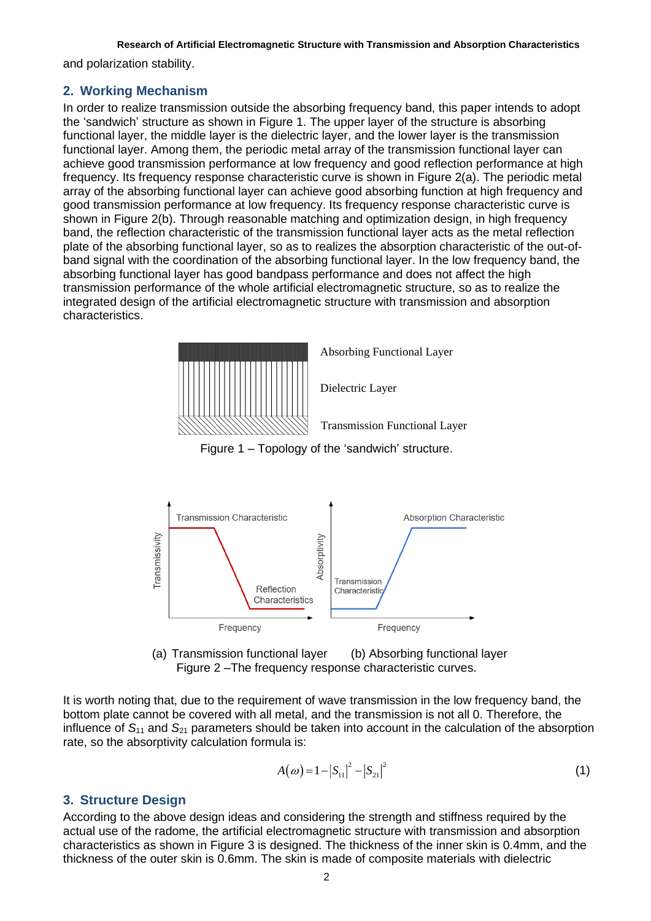and polarization stability.

## 2. Working Mechanism

In order to realize transmission outside the absorbing frequency band, this paper intends to adopt the 'sandwich' structure as shown in Figure 1. The upper layer of the structure is absorbing functional layer, the middle layer is the dielectric layer, and the lower layer is the transmission functional layer. Among them, the periodic metal array of the transmission functional layer can achieve good transmission performance at low frequency and good reflection performance at high frequency. Its frequency response characteristic curve is shown in Figure 2(a). The periodic metal array of the absorbing functional layer can achieve good absorbing function at high frequency and good transmission performance at low frequency. Its frequency response characteristic curve is shown in Figure 2(b). Through reasonable matching and optimization design, in high frequency band, the reflection characteristic of the transmission functional layer acts as the metal reflection plate of the absorbing functional layer, so as to realizes the absorption characteristic of the out-of-band signal with the coordination of the absorbing functional layer. In the low frequency band, the absorbing functional layer has good bandpass performance and does not affect the high transmission performance of the whole artificial electromagnetic structure, so as to realize the integrated design of the artificial electromagnetic structure with transmission and absorption characteristics.

Absorbing Functional Layer

Dielectric Layer

Transmission Functional Layer

Figure 1 – Topology of the 'sandwich' structure.

(a) Transmission functional layer (b) Absorbing functional layer

Figure 2 –The frequency response characteristic curves.

It is worth noting that, due to the requirement of wave transmission in the low frequency band, the bottom plate cannot be covered with all metal, and the transmission is not all 0. Therefore, the influence of $S_{11}$ and $S_{21}$ parameters should be taken into account in the calculation of the absorption rate, so the absorptivity calculation formula is:

$$A(\omega) = 1 - |S_{11}|^2 - |S_{21}|^2 \tag{1}$$

## 3. Structure Design

According to the above design ideas and considering the strength and stiffness required by the actual use of the radome, the artificial electromagnetic structure with transmission and absorption characteristics as shown in Figure 3 is designed. The thickness of the inner skin is 0.4mm, and the thickness of the outer skin is 0.6mm. The skin is made of composite materials with dielectric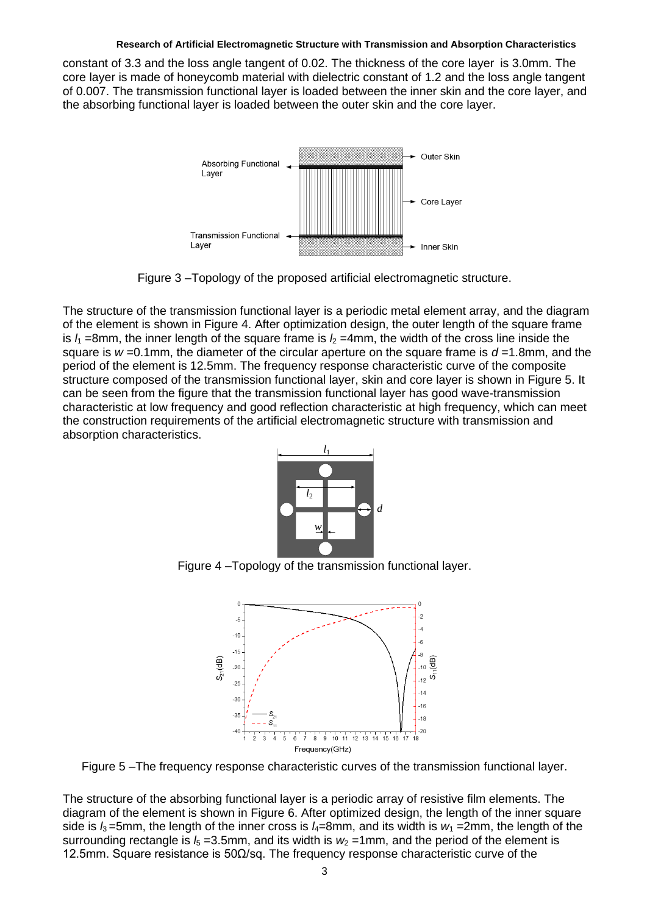constant of 3.3 and the loss angle tangent of 0.02. The thickness of the core layer is 3.0mm. The core layer is made of honeycomb material with dielectric constant of 1.2 and the loss angle tangent of 0.007. The transmission functional layer is loaded between the inner skin and the core layer, and the absorbing functional layer is loaded between the outer skin and the core layer.

Figure 3 –Topology of the proposed artificial electromagnetic structure.

The structure of the transmission functional layer is a periodic metal element array, and the diagram of the element is shown in Figure 4. After optimization design, the outer length of the square frame is $l_1$ =8mm, the inner length of the square frame is $l_2$ =4mm, the width of the cross line inside the square is $w$ =0.1mm, the diameter of the circular aperture on the square frame is $d$ =1.8mm, and the period of the element is 12.5mm. The frequency response characteristic curve of the composite structure composed of the transmission functional layer, skin and core layer is shown in Figure 5. It can be seen from the figure that the transmission functional layer has good wave-transmission characteristic at low frequency and good reflection characteristic at high frequency, which can meet the construction requirements of the artificial electromagnetic structure with transmission and absorption characteristics.

Figure 4 –Topology of the transmission functional layer.

Figure 5 –The frequency response characteristic curves of the transmission functional layer.

The structure of the absorbing functional layer is a periodic array of resistive film elements. The diagram of the element is shown in Figure 6. After optimized design, the length of the inner square side is $l_3$ =5mm, the length of the inner cross is $l_4$=8mm, and its width is $w_1$ =2mm, the length of the surrounding rectangle is $l_5$ =3.5mm, and its width is $w_2$ =1mm, and the period of the element is 12.5mm. Square resistance is 50Ω/sq. The frequency response characteristic curve of the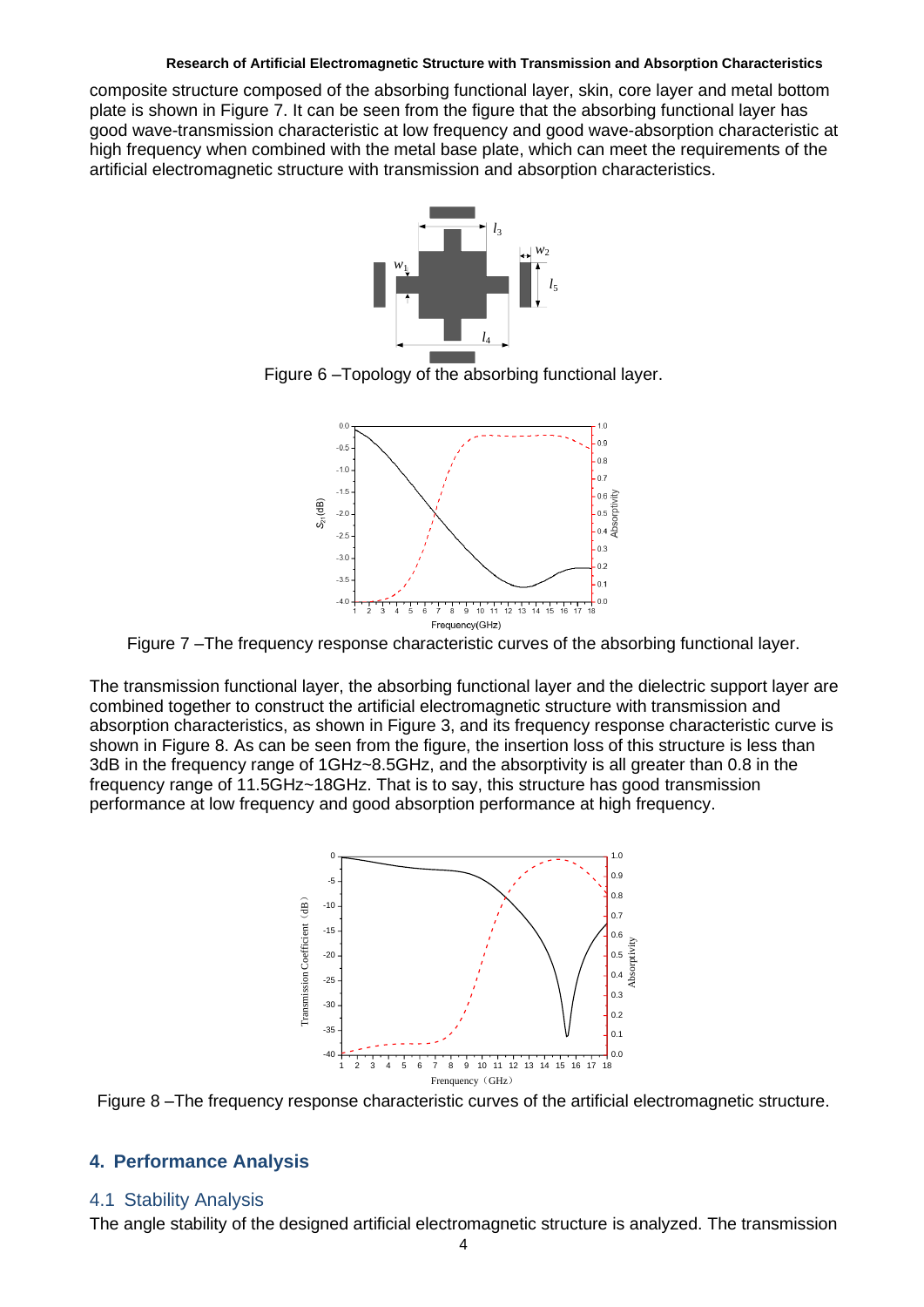composite structure composed of the absorbing functional layer, skin, core layer and metal bottom plate is shown in Figure 7. It can be seen from the figure that the absorbing functional layer has good wave-transmission characteristic at low frequency and good wave-absorption characteristic at high frequency when combined with the metal base plate, which can meet the requirements of the artificial electromagnetic structure with transmission and absorption characteristics.

Figure 6 –Topology of the absorbing functional layer.

Figure 7 –The frequency response characteristic curves of the absorbing functional layer.

The transmission functional layer, the absorbing functional layer and the dielectric support layer are combined together to construct the artificial electromagnetic structure with transmission and absorption characteristics, as shown in Figure 3, and its frequency response characteristic curve is shown in Figure 8. As can be seen from the figure, the insertion loss of this structure is less than 3dB in the frequency range of 1GHz~8.5GHz, and the absorptivity is all greater than 0.8 in the frequency range of 11.5GHz~18GHz. That is to say, this structure has good transmission performance at low frequency and good absorption performance at high frequency.

Figure 8 –The frequency response characteristic curves of the artificial electromagnetic structure.

## 4. Performance Analysis

### 4.1 Stability Analysis

The angle stability of the designed artificial electromagnetic structure is analyzed. The transmission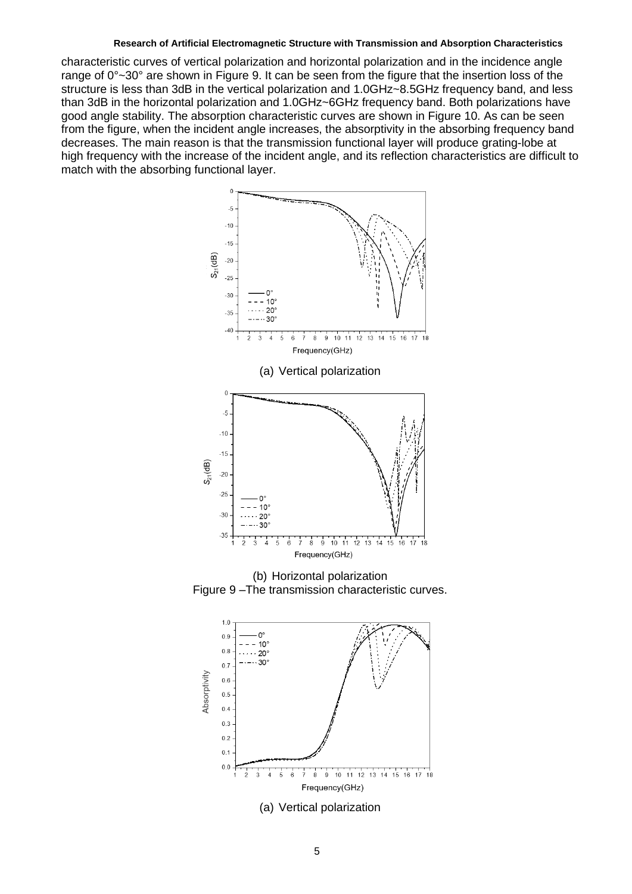characteristic curves of vertical polarization and horizontal polarization and in the incidence angle range of 0°~30° are shown in Figure 9. It can be seen from the figure that the insertion loss of the structure is less than 3dB in the vertical polarization and 1.0GHz~8.5GHz frequency band, and less than 3dB in the horizontal polarization and 1.0GHz~6GHz frequency band. Both polarizations have good angle stability. The absorption characteristic curves are shown in Figure 10. As can be seen from the figure, when the incident angle increases, the absorptivity in the absorbing frequency band decreases. The main reason is that the transmission functional layer will produce grating-lobe at high frequency with the increase of the incident angle, and its reflection characteristics are difficult to match with the absorbing functional layer.

(a) Vertical polarization

(b) Horizontal polarization

Figure 9 –The transmission characteristic curves.

(a) Vertical polarization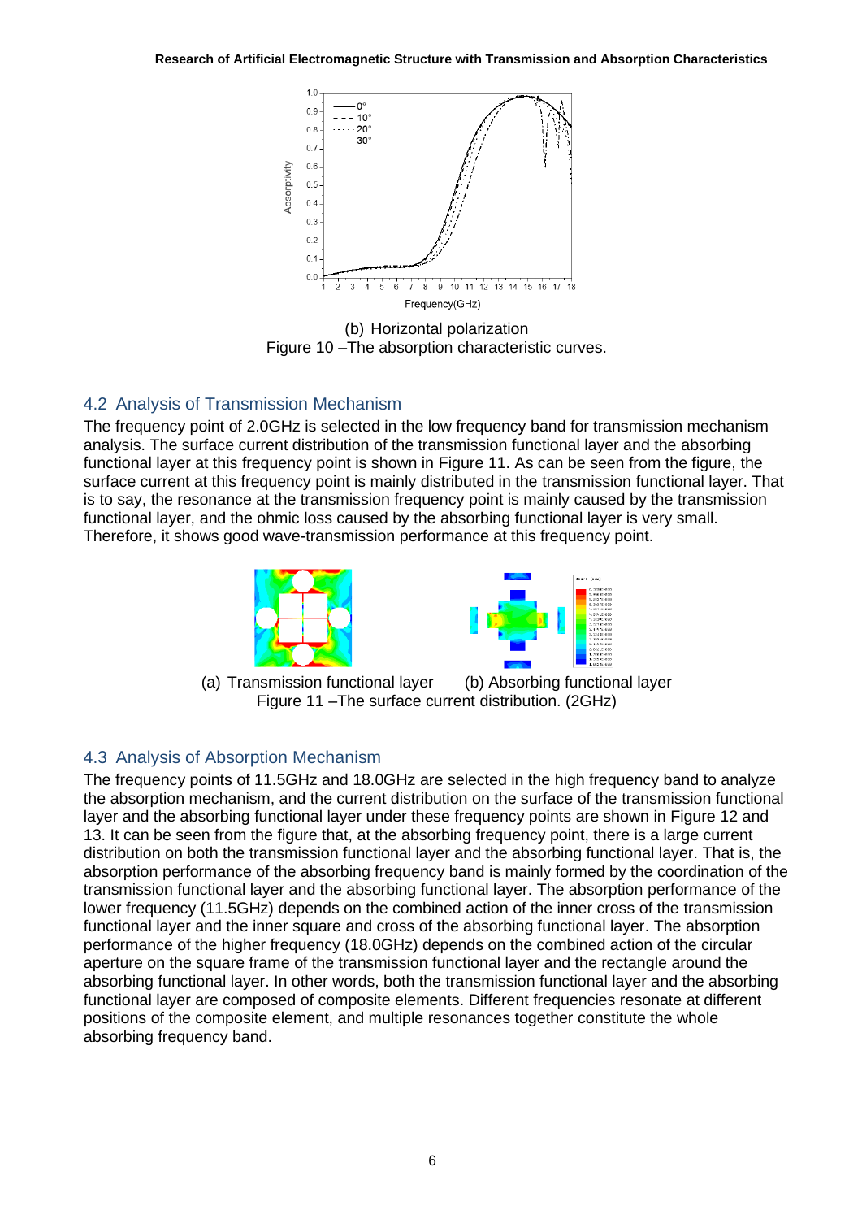(b) Horizontal polarization

Figure 10 –The absorption characteristic curves.

## 4.2 Analysis of Transmission Mechanism

The frequency point of 2.0GHz is selected in the low frequency band for transmission mechanism analysis. The surface current distribution of the transmission functional layer and the absorbing functional layer at this frequency point is shown in Figure 11. As can be seen from the figure, the surface current at this frequency point is mainly distributed in the transmission functional layer. That is to say, the resonance at the transmission frequency point is mainly caused by the transmission functional layer, and the ohmic loss caused by the absorbing functional layer is very small. Therefore, it shows good wave-transmission performance at this frequency point.

(a) Transmission functional layer (b) Absorbing functional layer

Figure 11 –The surface current distribution. (2GHz)

## 4.3 Analysis of Absorption Mechanism

The frequency points of 11.5GHz and 18.0GHz are selected in the high frequency band to analyze the absorption mechanism, and the current distribution on the surface of the transmission functional layer and the absorbing functional layer under these frequency points are shown in Figure 12 and 13. It can be seen from the figure that, at the absorbing frequency point, there is a large current distribution on both the transmission functional layer and the absorbing functional layer. That is, the absorption performance of the absorbing frequency band is mainly formed by the coordination of the transmission functional layer and the absorbing functional layer. The absorption performance of the lower frequency (11.5GHz) depends on the combined action of the inner cross of the transmission functional layer and the inner square and cross of the absorbing functional layer. The absorption performance of the higher frequency (18.0GHz) depends on the combined action of the circular aperture on the square frame of the transmission functional layer and the rectangle around the absorbing functional layer. In other words, both the transmission functional layer and the absorbing functional layer are composed of composite elements. Different frequencies resonate at different positions of the composite element, and multiple resonances together constitute the whole absorbing frequency band.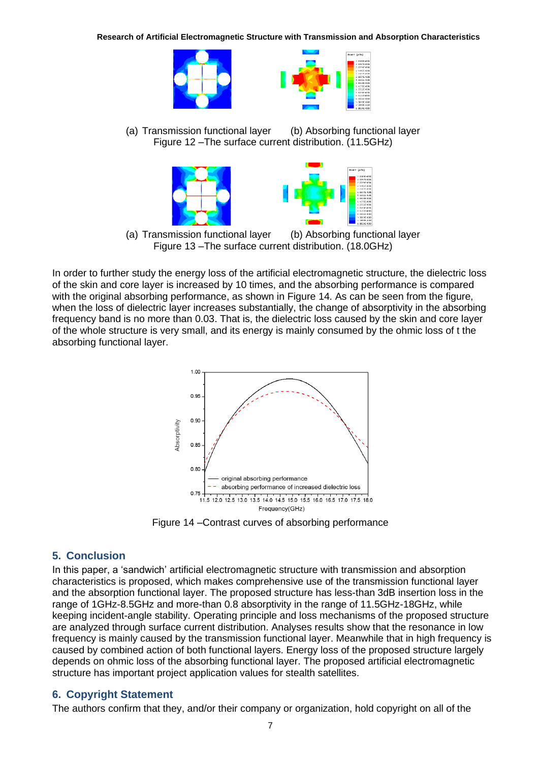(a) Transmission functional layer (b) Absorbing functional layer

Figure 12 –The surface current distribution. (11.5GHz)

(a) Transmission functional layer (b) Absorbing functional layer

Figure 13 –The surface current distribution. (18.0GHz)

In order to further study the energy loss of the artificial electromagnetic structure, the dielectric loss of the skin and core layer is increased by 10 times, and the absorbing performance is compared with the original absorbing performance, as shown in Figure 14. As can be seen from the figure, when the loss of dielectric layer increases substantially, the change of absorptivity in the absorbing frequency band is no more than 0.03. That is, the dielectric loss caused by the skin and core layer of the whole structure is very small, and its energy is mainly consumed by the ohmic loss of t the absorbing functional layer.

Figure 14 –Contrast curves of absorbing performance

## 5. Conclusion

In this paper, a 'sandwich' artificial electromagnetic structure with transmission and absorption characteristics is proposed, which makes comprehensive use of the transmission functional layer and the absorption functional layer. The proposed structure has less-than 3dB insertion loss in the range of 1GHz-8.5GHz and more-than 0.8 absorptivity in the range of 11.5GHz-18GHz, while keeping incident-angle stability. Operating principle and loss mechanisms of the proposed structure are analyzed through surface current distribution. Analyses results show that the resonance in low frequency is mainly caused by the transmission functional layer. Meanwhile that in high frequency is caused by combined action of both functional layers. Energy loss of the proposed structure largely depends on ohmic loss of the absorbing functional layer. The proposed artificial electromagnetic structure has important project application values for stealth satellites.

## 6. Copyright Statement

The authors confirm that they, and/or their company or organization, hold copyright on all of the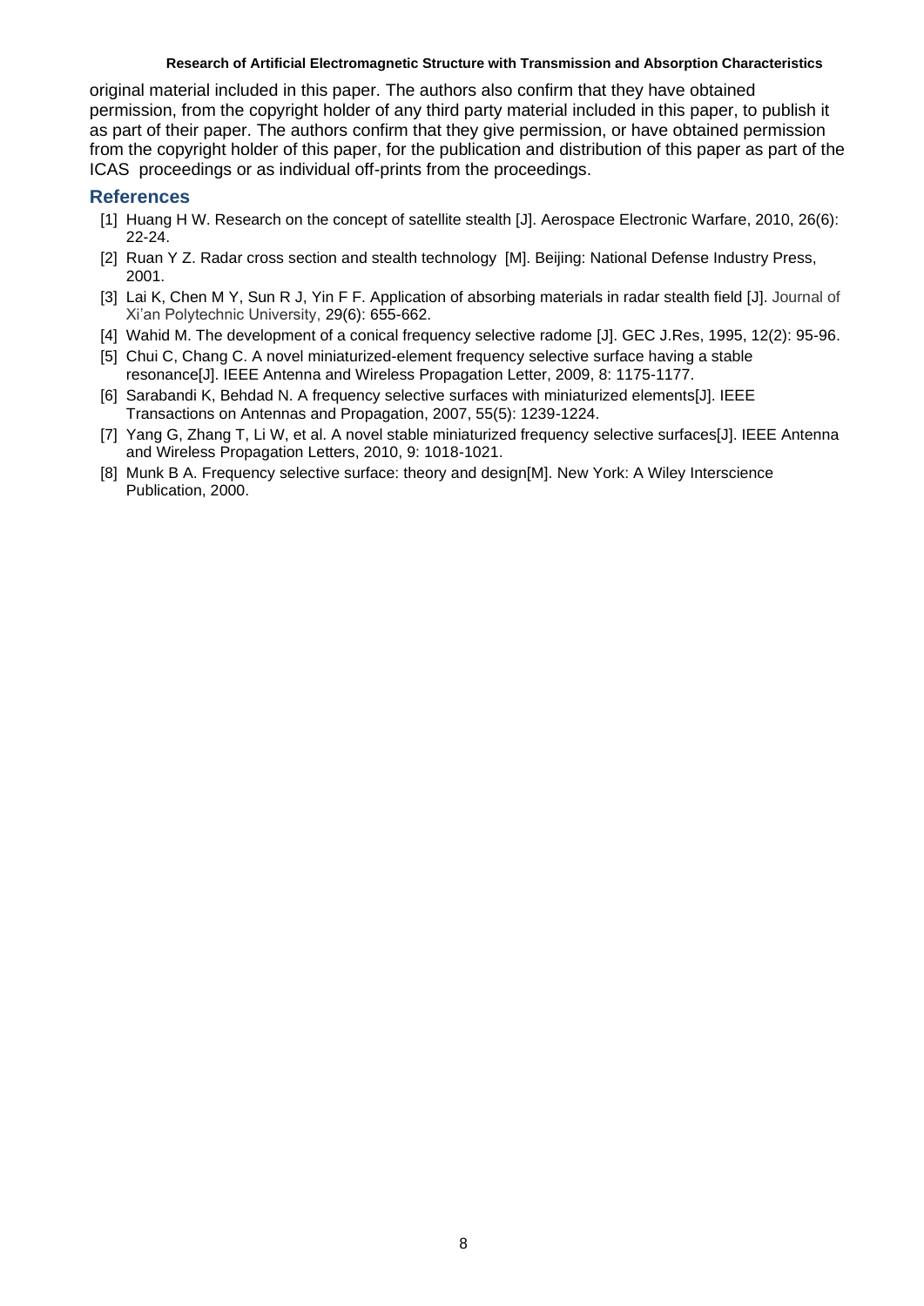original material included in this paper. The authors also confirm that they have obtained permission, from the copyright holder of any third party material included in this paper, to publish it as part of their paper. The authors confirm that they give permission, or have obtained permission from the copyright holder of this paper, for the publication and distribution of this paper as part of the ICAS proceedings or as individual off-prints from the proceedings.

## References

[1] Huang H W. Research on the concept of satellite stealth [J]. Aerospace Electronic Warfare, 2010, 26(6): 22-24.

[2] Ruan Y Z. Radar cross section and stealth technology [M]. Beijing: National Defense Industry Press, 2001.

[3] Lai K, Chen M Y, Sun R J, Yin F F. Application of absorbing materials in radar stealth field [J]. Journal of Xi'an Polytechnic University, 29(6): 655-662.

[4] Wahid M. The development of a conical frequency selective radome [J]. GEC J.Res, 1995, 12(2): 95-96.

[5] Chui C, Chang C. A novel miniaturized-element frequency selective surface having a stable resonance[J]. IEEE Antenna and Wireless Propagation Letter, 2009, 8: 1175-1177.

[6] Sarabandi K, Behdad N. A frequency selective surfaces with miniaturized elements[J]. IEEE Transactions on Antennas and Propagation, 2007, 55(5): 1239-1224.

[7] Yang G, Zhang T, Li W, et al. A novel stable miniaturized frequency selective surfaces[J]. IEEE Antenna and Wireless Propagation Letters, 2010, 9: 1018-1021.

[8] Munk B A. Frequency selective surface: theory and design[M]. New York: A Wiley Interscience Publication, 2000.